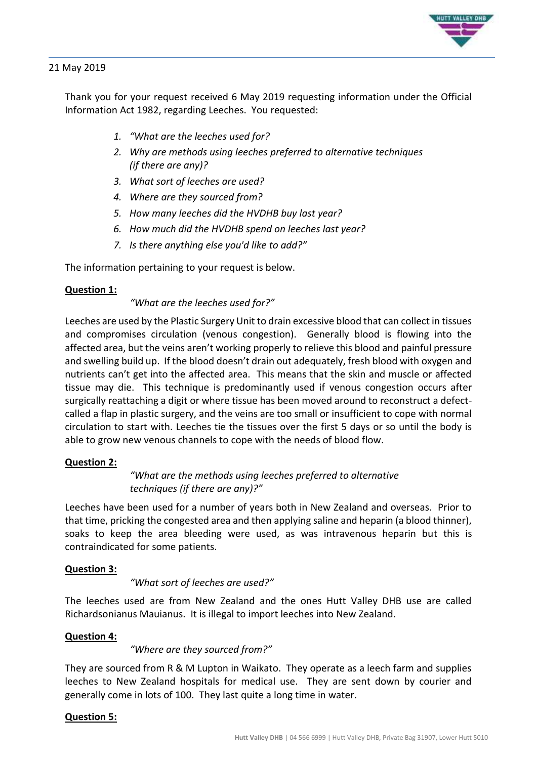21 May 2019

Thank you for your request received 6 May 2019 requesting information under the Official Information Act 1982, regarding Leeches. You requested:

1. *"What are the leeches used for?*
2. *Why are methods using leeches preferred to alternative techniques (if there are any)?*
3. *What sort of leeches are used?*
4. *Where are they sourced from?*
5. *How many leeches did the HVDHB buy last year?*
6. *How much did the HVDHB spend on leeches last year?*
7. *Is there anything else you'd like to add?"*

The information pertaining to your request is below.

**Question 1:**

*"What are the leeches used for?"*

Leeches are used by the Plastic Surgery Unit to drain excessive blood that can collect in tissues and compromises circulation (venous congestion). Generally blood is flowing into the affected area, but the veins aren't working properly to relieve this blood and painful pressure and swelling build up. If the blood doesn't drain out adequately, fresh blood with oxygen and nutrients can't get into the affected area. This means that the skin and muscle or affected tissue may die. This technique is predominantly used if venous congestion occurs after surgically reattaching a digit or where tissue has been moved around to reconstruct a defect-called a flap in plastic surgery, and the veins are too small or insufficient to cope with normal circulation to start with. Leeches tie the tissues over the first 5 days or so until the body is able to grow new venous channels to cope with the needs of blood flow.

**Question 2:**

*"What are the methods using leeches preferred to alternative techniques (if there are any)?"*

Leeches have been used for a number of years both in New Zealand and overseas. Prior to that time, pricking the congested area and then applying saline and heparin (a blood thinner), soaks to keep the area bleeding were used, as was intravenous heparin but this is contraindicated for some patients.

**Question 3:**

*"What sort of leeches are used?"*

The leeches used are from New Zealand and the ones Hutt Valley DHB use are called Richardsonianus Mauianus. It is illegal to import leeches into New Zealand.

**Question 4:**

*"Where are they sourced from?"*

They are sourced from R & M Lupton in Waikato. They operate as a leech farm and supplies leeches to New Zealand hospitals for medical use. They are sent down by courier and generally come in lots of 100. They last quite a long time in water.

**Question 5:**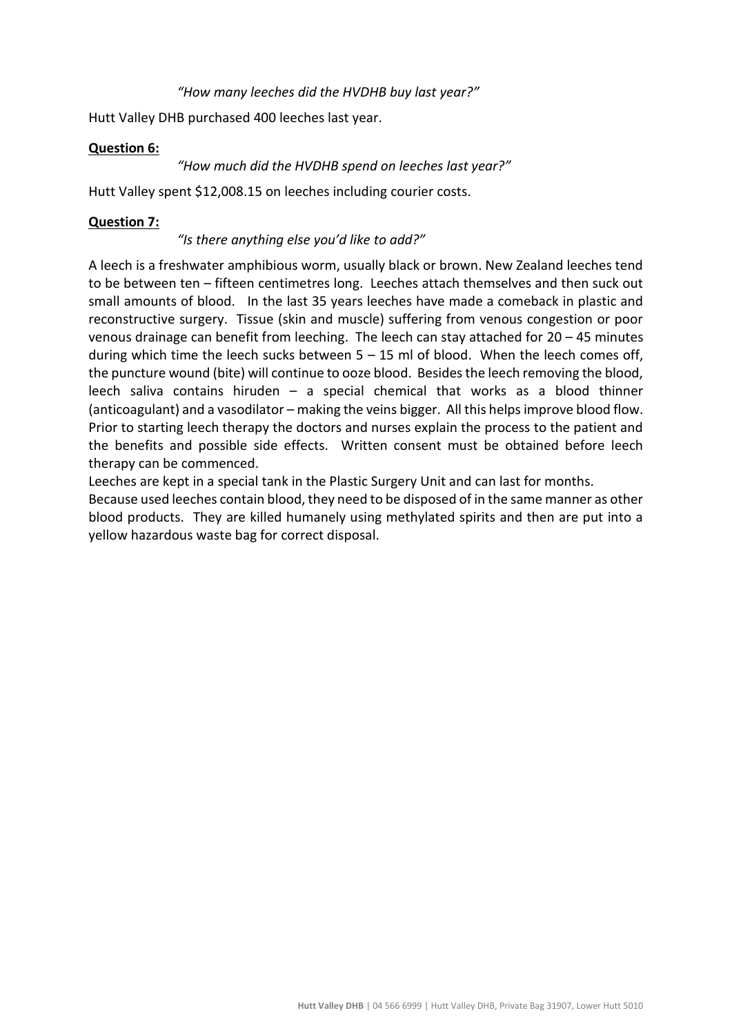*"How many leeches did the HVDHB buy last year?"*

Hutt Valley DHB purchased 400 leeches last year.

**<u>Question 6:</u>**

*"How much did the HVDHB spend on leeches last year?"*

Hutt Valley spent $12,008.15 on leeches including courier costs.

**<u>Question 7:</u>**

*"Is there anything else you'd like to add?"*

A leech is a freshwater amphibious worm, usually black or brown. New Zealand leeches tend to be between ten – fifteen centimetres long. Leeches attach themselves and then suck out small amounts of blood. In the last 35 years leeches have made a comeback in plastic and reconstructive surgery. Tissue (skin and muscle) suffering from venous congestion or poor venous drainage can benefit from leeching. The leech can stay attached for 20 – 45 minutes during which time the leech sucks between 5 – 15 ml of blood. When the leech comes off, the puncture wound (bite) will continue to ooze blood. Besides the leech removing the blood, leech saliva contains hiruden – a special chemical that works as a blood thinner (anticoagulant) and a vasodilator – making the veins bigger. All this helps improve blood flow. Prior to starting leech therapy the doctors and nurses explain the process to the patient and the benefits and possible side effects. Written consent must be obtained before leech therapy can be commenced.

Leeches are kept in a special tank in the Plastic Surgery Unit and can last for months.

Because used leeches contain blood, they need to be disposed of in the same manner as other blood products. They are killed humanely using methylated spirits and then are put into a yellow hazardous waste bag for correct disposal.